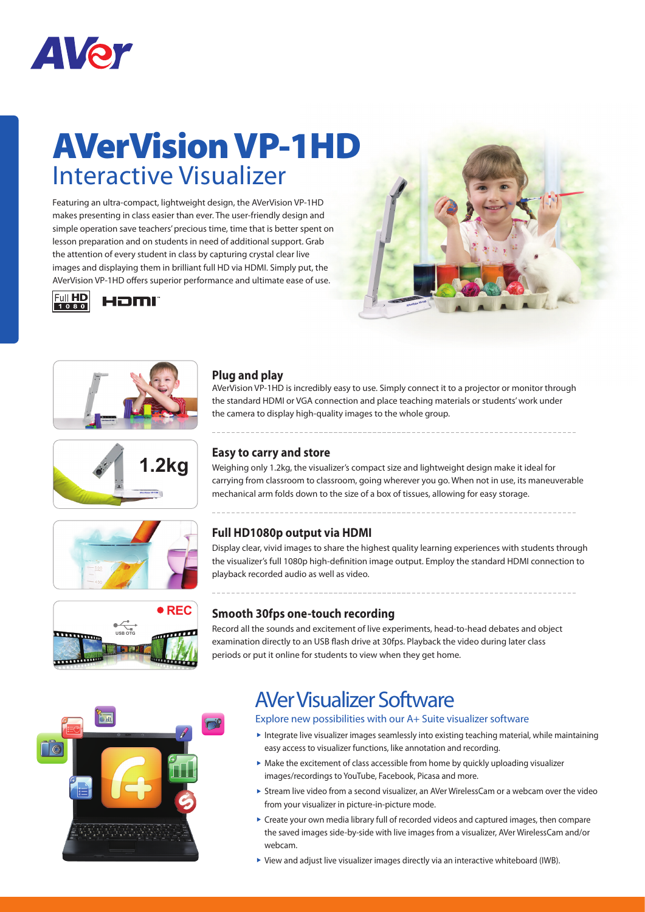# AVerVision VP-1HD

## Interactive Visualizer

Featuring an ultra-compact, lightweight design, the AVerVision VP-1HD makes presenting in class easier than ever. The user-friendly design and simple operation save teachers' precious time, time that is better spent on lesson preparation and on students in need of additional support. Grab the attention of every student in class by capturing crystal clear live images and displaying them in brilliant full HD via HDMI. Simply put, the AVerVision VP-1HD offers superior performance and ultimate ease of use.

### Plug and play

AVerVision VP-1HD is incredibly easy to use. Simply connect it to a projector or monitor through the standard HDMI or VGA connection and place teaching materials or students' work under the camera to display high-quality images to the whole group.

### Easy to carry and store

Weighing only 1.2kg, the visualizer's compact size and lightweight design make it ideal for carrying from classroom to classroom, going wherever you go. When not in use, its maneuverable mechanical arm folds down to the size of a box of tissues, allowing for easy storage.

### Full HD1080p output via HDMI

Display clear, vivid images to share the highest quality learning experiences with students through the visualizer's full 1080p high-definition image output. Employ the standard HDMI connection to playback recorded audio as well as video.

### Smooth 30fps one-touch recording

Record all the sounds and excitement of live experiments, head-to-head debates and object examination directly to an USB flash drive at 30fps. Playback the video during later class periods or put it online for students to view when they get home.

## AVer Visualizer Software

Explore new possibilities with our A+ Suite visualizer software

- Integrate live visualizer images seamlessly into existing teaching material, while maintaining easy access to visualizer functions, like annotation and recording.
- Make the excitement of class accessible from home by quickly uploading visualizer images/recordings to YouTube, Facebook, Picasa and more.
- Stream live video from a second visualizer, an AVer WirelessCam or a webcam over the video from your visualizer in picture-in-picture mode.
- Create your own media library full of recorded videos and captured images, then compare the saved images side-by-side with live images from a visualizer, AVer WirelessCam and/or webcam.
- View and adjust live visualizer images directly via an interactive whiteboard (IWB).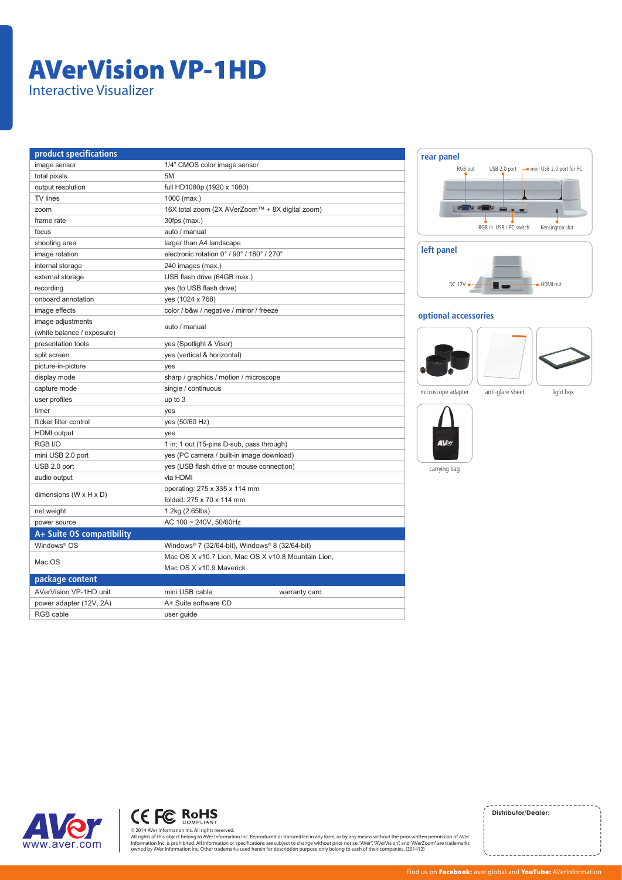# AVerVision VP-1HD

Interactive Visualizer

| product specifications | |
|---|---|
| image sensor | 1/4" CMOS color image sensor |
| total pixels | 5M |
| output resolution | full HD1080p (1920 x 1080) |
| TV lines | 1000 (max.) |
| zoom | 16X total zoom (2X AVerZoom™ + 8X digital zoom) |
| frame rate | 30fps (max.) |
| focus | auto / manual |
| shooting area | larger than A4 landscape |
| image rotation | electronic rotation 0° / 90° / 180° / 270° |
| internal storage | 240 images (max.) |
| external storage | USB flash drive (64GB max.) |
| recording | yes (to USB flash drive) |
| onboard annotation | yes (1024 x 768) |
| image effects | color / b&w / negative / mirror / freeze |
| image adjustments (white balance / exposure) | auto / manual |
| presentation tools | yes (Spotlight & Visor) |
| split screen | yes (vertical & horizontal) |
| picture-in-picture | yes |
| display mode | sharp / graphics / motion / microscope |
| capture mode | single / continuous |
| user profiles | up to 3 |
| timer | yes |
| flicker filter control | yes (50/60 Hz) |
| HDMI output | yes |
| RGB I/O | 1 in; 1 out (15-pins D-sub, pass through) |
| mini USB 2.0 port | yes (PC camera / built-in image download) |
| USB 2.0 port | yes (USB flash drive or mouse connection) |
| audio output | via HDMI |
| dimensions (W x H x D) | operating: 275 x 335 x 114 mm<br>folded: 275 x 70 x 114 mm |
| net weight | 1.2kg (2.65lbs) |
| power source | AC 100 ~ 240V, 50/60Hz |

| A+ Suite OS compatibility | |
|---|---|
| Windows® OS | Windows® 7 (32/64-bit), Windows® 8 (32/64-bit) |
| Mac OS | Mac OS X v10.7 Lion, Mac OS X v10.8 Mountain Lion, Mac OS X v10.9 Maverick |

| package content | | |
|---|---|---|
| AVerVision VP-1HD unit | mini USB cable | warranty card |
| power adapter (12V, 2A) | A+ Suite software CD | |
| RGB cable | user guide | |

## rear panel

RGB out
USB 2.0 port
mini USB 2.0 port for PC
RGB in
USB / PC switch
Kensington slot

## left panel

DC 12V
HDMI out

## optional accessories

microscope adapter
anti-glare sheet
light box
carrying bag

www.aver.com

© 2014 AVer Information Inc. All rights reserved.
All rights of this object belong to AVer Information Inc. Reproduced or transmitted in any form, or by any means without the prior written permission of AVer Information Inc. is prohibited. All information or specifications are subject to change without prior notice. "AVer", "AVerVision", and "AVerZoom" are trademarks owned by AVer Information Inc. Other trademarks used herein for description purpose only belong to each of their companies. (201412)

Distributor/Dealer:

Find us on **Facebook:** aver.global and **YouTube:** AVerInformation